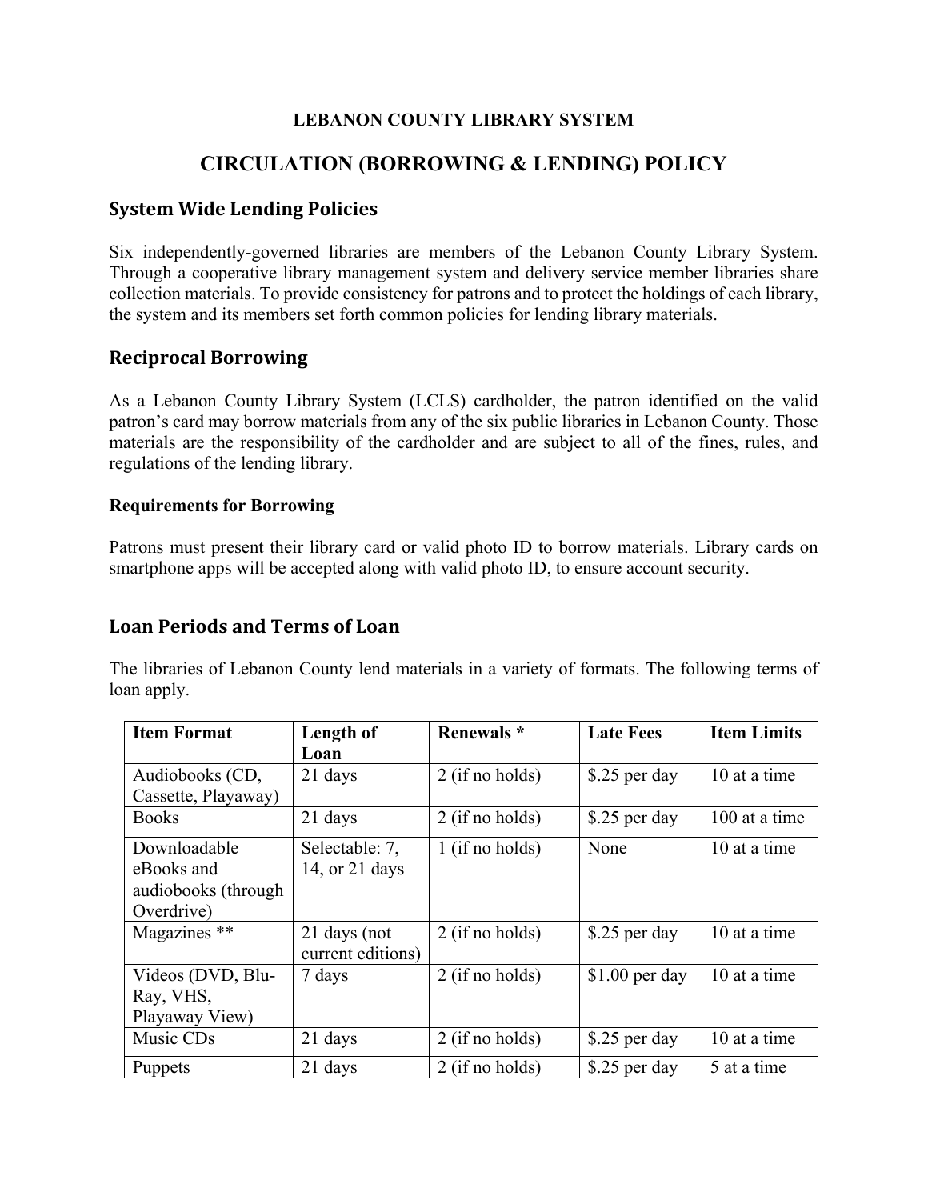**LEBANON COUNTY LIBRARY SYSTEM**

# CIRCULATION (BORROWING & LENDING) POLICY

## System Wide Lending Policies

Six independently-governed libraries are members of the Lebanon County Library System. Through a cooperative library management system and delivery service member libraries share collection materials. To provide consistency for patrons and to protect the holdings of each library, the system and its members set forth common policies for lending library materials.

## Reciprocal Borrowing

As a Lebanon County Library System (LCLS) cardholder, the patron identified on the valid patron's card may borrow materials from any of the six public libraries in Lebanon County. Those materials are the responsibility of the cardholder and are subject to all of the fines, rules, and regulations of the lending library.

### Requirements for Borrowing

Patrons must present their library card or valid photo ID to borrow materials. Library cards on smartphone apps will be accepted along with valid photo ID, to ensure account security.

## Loan Periods and Terms of Loan

The libraries of Lebanon County lend materials in a variety of formats. The following terms of loan apply.

| Item Format | Length of Loan | Renewals * | Late Fees | Item Limits |
|---|---|---|---|---|
| Audiobooks (CD, Cassette, Playaway) | 21 days | 2 (if no holds) | $.25 per day | 10 at a time |
| Books | 21 days | 2 (if no holds) | $.25 per day | 100 at a time |
| Downloadable eBooks and audiobooks (through Overdrive) | Selectable: 7, 14, or 21 days | 1 (if no holds) | None | 10 at a time |
| Magazines ** | 21 days (not current editions) | 2 (if no holds) | $.25 per day | 10 at a time |
| Videos (DVD, Blu-Ray, VHS, Playaway View) | 7 days | 2 (if no holds) | $1.00 per day | 10 at a time |
| Music CDs | 21 days | 2 (if no holds) | $.25 per day | 10 at a time |
| Puppets | 21 days | 2 (if no holds) | $.25 per day | 5 at a time |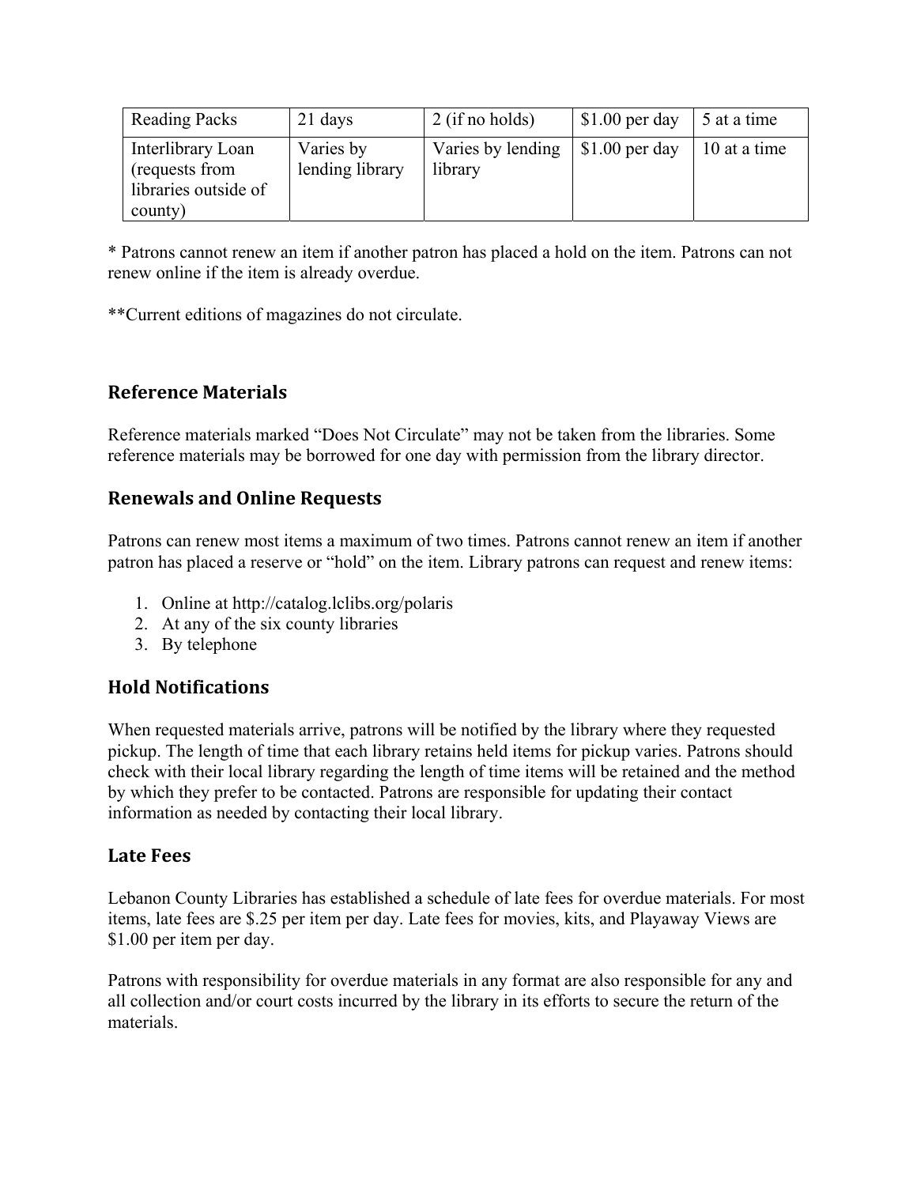| Reading Packs | 21 days | 2 (if no holds) | $1.00 per day | 5 at a time |
|---|---|---|---|---|
| Interlibrary Loan (requests from libraries outside of county) | Varies by lending library | Varies by lending library | $1.00 per day | 10 at a time |

* Patrons cannot renew an item if another patron has placed a hold on the item. Patrons can not renew online if the item is already overdue.

**Current editions of magazines do not circulate.

## Reference Materials

Reference materials marked "Does Not Circulate" may not be taken from the libraries. Some reference materials may be borrowed for one day with permission from the library director.

## Renewals and Online Requests

Patrons can renew most items a maximum of two times. Patrons cannot renew an item if another patron has placed a reserve or "hold" on the item. Library patrons can request and renew items:

1. Online at http://catalog.lclibs.org/polaris
2. At any of the six county libraries
3. By telephone

## Hold Notifications

When requested materials arrive, patrons will be notified by the library where they requested pickup. The length of time that each library retains held items for pickup varies. Patrons should check with their local library regarding the length of time items will be retained and the method by which they prefer to be contacted. Patrons are responsible for updating their contact information as needed by contacting their local library.

## Late Fees

Lebanon County Libraries has established a schedule of late fees for overdue materials. For most items, late fees are $.25 per item per day. Late fees for movies, kits, and Playaway Views are $1.00 per item per day.

Patrons with responsibility for overdue materials in any format are also responsible for any and all collection and/or court costs incurred by the library in its efforts to secure the return of the materials.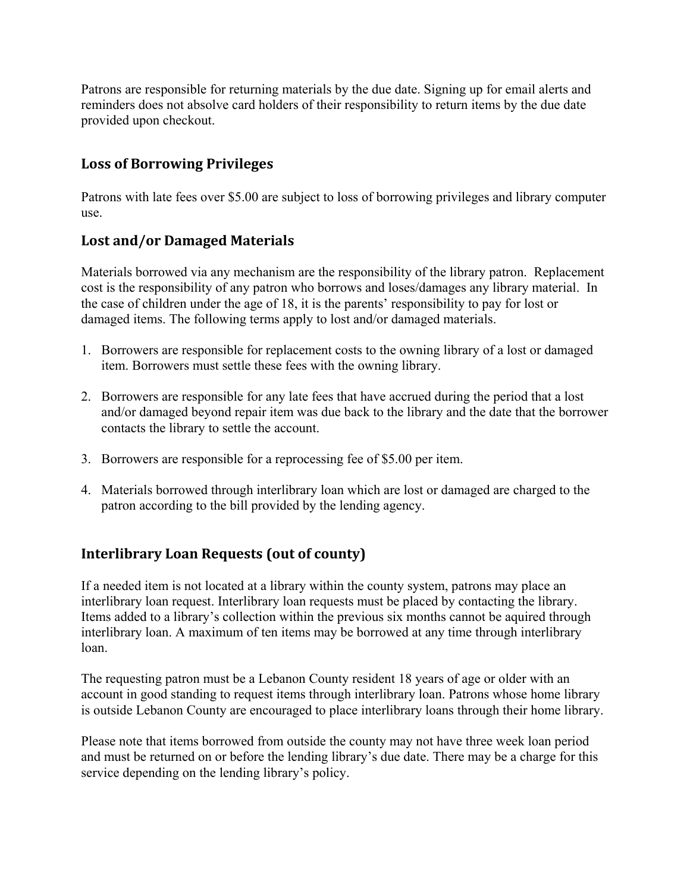Patrons are responsible for returning materials by the due date. Signing up for email alerts and reminders does not absolve card holders of their responsibility to return items by the due date provided upon checkout.

## Loss of Borrowing Privileges

Patrons with late fees over $5.00 are subject to loss of borrowing privileges and library computer use.

## Lost and/or Damaged Materials

Materials borrowed via any mechanism are the responsibility of the library patron. Replacement cost is the responsibility of any patron who borrows and loses/damages any library material. In the case of children under the age of 18, it is the parents' responsibility to pay for lost or damaged items. The following terms apply to lost and/or damaged materials.

1. Borrowers are responsible for replacement costs to the owning library of a lost or damaged item. Borrowers must settle these fees with the owning library.

2. Borrowers are responsible for any late fees that have accrued during the period that a lost and/or damaged beyond repair item was due back to the library and the date that the borrower contacts the library to settle the account.

3. Borrowers are responsible for a reprocessing fee of $5.00 per item.

4. Materials borrowed through interlibrary loan which are lost or damaged are charged to the patron according to the bill provided by the lending agency.

## Interlibrary Loan Requests (out of county)

If a needed item is not located at a library within the county system, patrons may place an interlibrary loan request. Interlibrary loan requests must be placed by contacting the library. Items added to a library's collection within the previous six months cannot be aquired through interlibrary loan. A maximum of ten items may be borrowed at any time through interlibrary loan.

The requesting patron must be a Lebanon County resident 18 years of age or older with an account in good standing to request items through interlibrary loan. Patrons whose home library is outside Lebanon County are encouraged to place interlibrary loans through their home library.

Please note that items borrowed from outside the county may not have three week loan period and must be returned on or before the lending library's due date. There may be a charge for this service depending on the lending library's policy.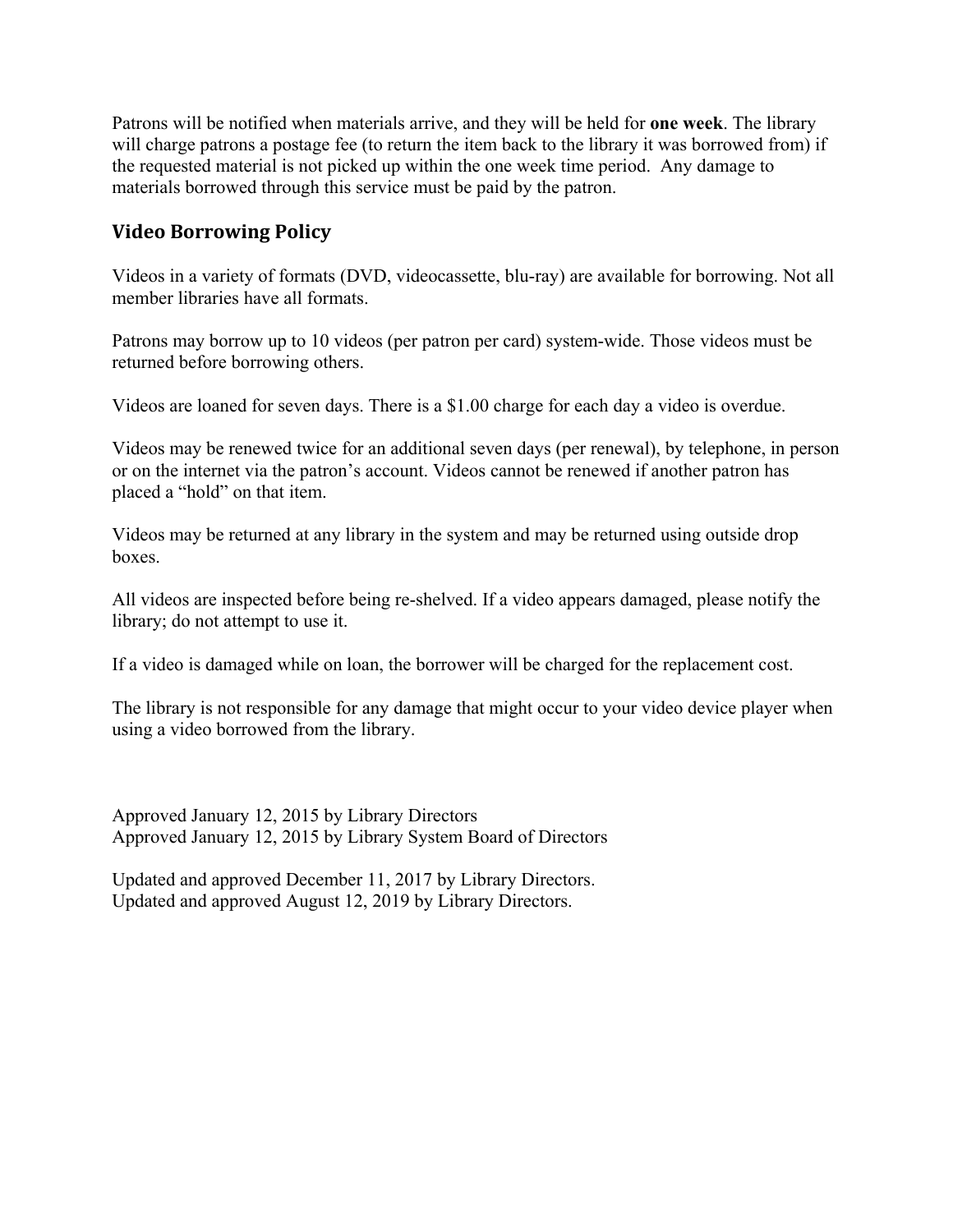Patrons will be notified when materials arrive, and they will be held for **one week**. The library will charge patrons a postage fee (to return the item back to the library it was borrowed from) if the requested material is not picked up within the one week time period. Any damage to materials borrowed through this service must be paid by the patron.

## Video Borrowing Policy

Videos in a variety of formats (DVD, videocassette, blu-ray) are available for borrowing. Not all member libraries have all formats.

Patrons may borrow up to 10 videos (per patron per card) system-wide. Those videos must be returned before borrowing others.

Videos are loaned for seven days. There is a $1.00 charge for each day a video is overdue.

Videos may be renewed twice for an additional seven days (per renewal), by telephone, in person or on the internet via the patron's account. Videos cannot be renewed if another patron has placed a "hold" on that item.

Videos may be returned at any library in the system and may be returned using outside drop boxes.

All videos are inspected before being re-shelved. If a video appears damaged, please notify the library; do not attempt to use it.

If a video is damaged while on loan, the borrower will be charged for the replacement cost.

The library is not responsible for any damage that might occur to your video device player when using a video borrowed from the library.

Approved January 12, 2015 by Library Directors
Approved January 12, 2015 by Library System Board of Directors

Updated and approved December 11, 2017 by Library Directors.
Updated and approved August 12, 2019 by Library Directors.